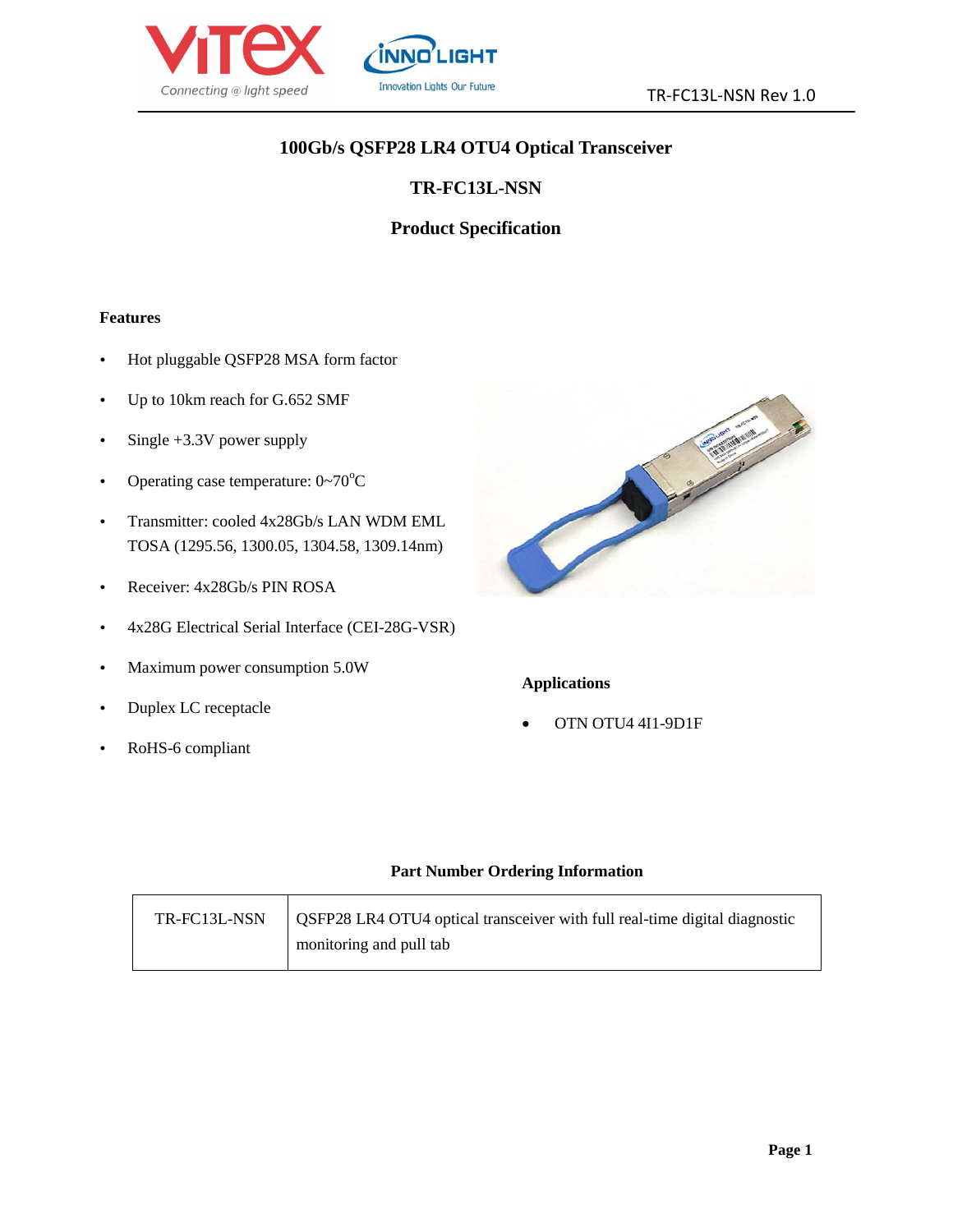# 100Gb/s QSFP28 LR4 OTU4 Optical Transceiver

## TR-FC13L-NSN

## Product Specification

### Features

- Hot pluggable QSFP28 MSA form factor
- Up to 10km reach for G.652 SMF
- Single +3.3V power supply
- Operating case temperature: 0~70°C
- Transmitter: cooled 4x28Gb/s LAN WDM EML TOSA (1295.56, 1300.05, 1304.58, 1309.14nm)
- Receiver: 4x28Gb/s PIN ROSA
- 4x28G Electrical Serial Interface (CEI-28G-VSR)
- Maximum power consumption 5.0W
- Duplex LC receptacle
- RoHS-6 compliant

### Applications

- OTN OTU4 4I1-9D1F

### Part Number Ordering Information

| | |
|---|---|
| TR-FC13L-NSN | QSFP28 LR4 OTU4 optical transceiver with full real-time digital diagnostic monitoring and pull tab |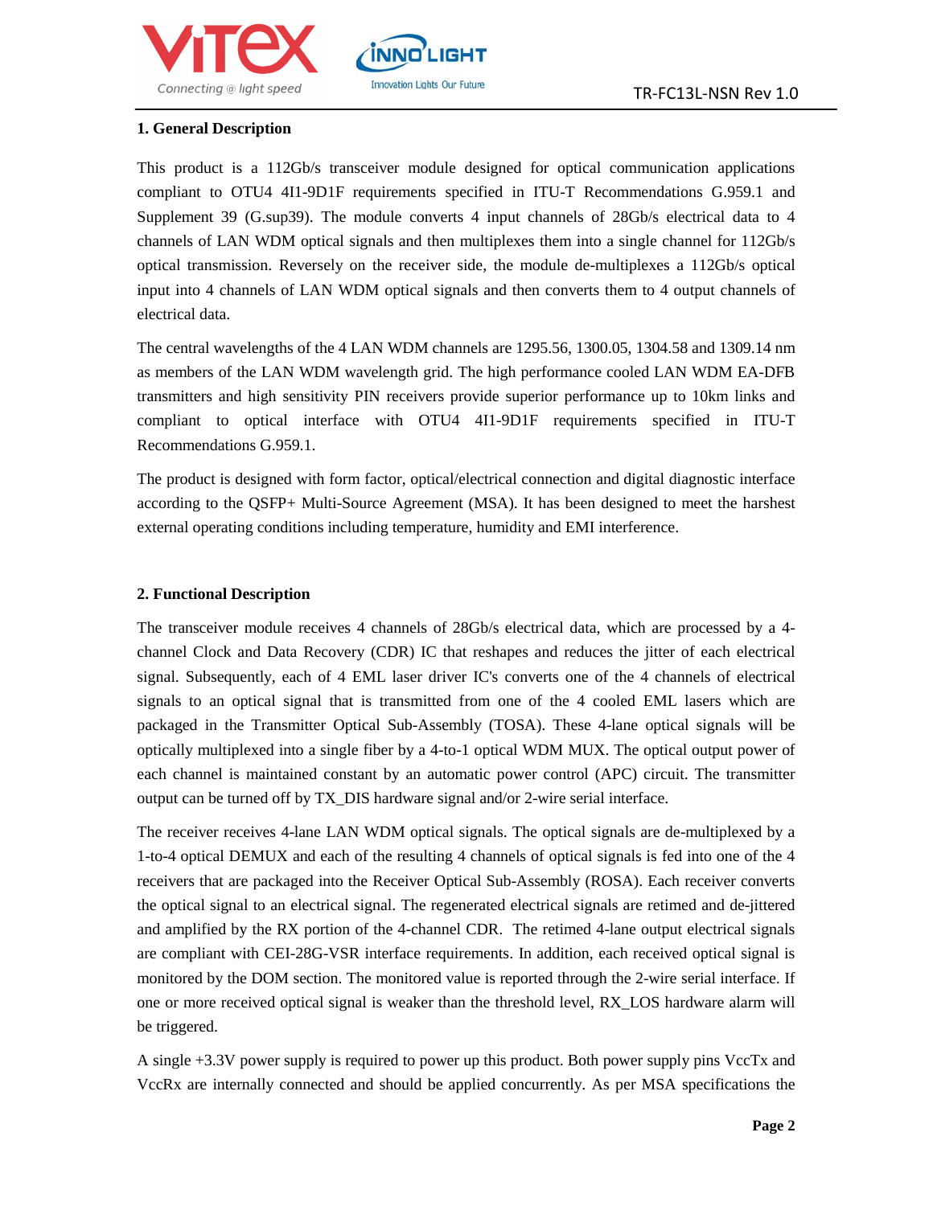## 1. General Description

This product is a 112Gb/s transceiver module designed for optical communication applications compliant to OTU4 4I1-9D1F requirements specified in ITU-T Recommendations G.959.1 and Supplement 39 (G.sup39). The module converts 4 input channels of 28Gb/s electrical data to 4 channels of LAN WDM optical signals and then multiplexes them into a single channel for 112Gb/s optical transmission. Reversely on the receiver side, the module de-multiplexes a 112Gb/s optical input into 4 channels of LAN WDM optical signals and then converts them to 4 output channels of electrical data.

The central wavelengths of the 4 LAN WDM channels are 1295.56, 1300.05, 1304.58 and 1309.14 nm as members of the LAN WDM wavelength grid. The high performance cooled LAN WDM EA-DFB transmitters and high sensitivity PIN receivers provide superior performance up to 10km links and compliant to optical interface with OTU4 4I1-9D1F requirements specified in ITU-T Recommendations G.959.1.

The product is designed with form factor, optical/electrical connection and digital diagnostic interface according to the QSFP+ Multi-Source Agreement (MSA). It has been designed to meet the harshest external operating conditions including temperature, humidity and EMI interference.

## 2. Functional Description

The transceiver module receives 4 channels of 28Gb/s electrical data, which are processed by a 4-channel Clock and Data Recovery (CDR) IC that reshapes and reduces the jitter of each electrical signal. Subsequently, each of 4 EML laser driver IC's converts one of the 4 channels of electrical signals to an optical signal that is transmitted from one of the 4 cooled EML lasers which are packaged in the Transmitter Optical Sub-Assembly (TOSA). These 4-lane optical signals will be optically multiplexed into a single fiber by a 4-to-1 optical WDM MUX. The optical output power of each channel is maintained constant by an automatic power control (APC) circuit. The transmitter output can be turned off by TX_DIS hardware signal and/or 2-wire serial interface.

The receiver receives 4-lane LAN WDM optical signals. The optical signals are de-multiplexed by a 1-to-4 optical DEMUX and each of the resulting 4 channels of optical signals is fed into one of the 4 receivers that are packaged into the Receiver Optical Sub-Assembly (ROSA). Each receiver converts the optical signal to an electrical signal. The regenerated electrical signals are retimed and de-jittered and amplified by the RX portion of the 4-channel CDR. The retimed 4-lane output electrical signals are compliant with CEI-28G-VSR interface requirements. In addition, each received optical signal is monitored by the DOM section. The monitored value is reported through the 2-wire serial interface. If one or more received optical signal is weaker than the threshold level, RX_LOS hardware alarm will be triggered.

A single +3.3V power supply is required to power up this product. Both power supply pins VccTx and VccRx are internally connected and should be applied concurrently. As per MSA specifications the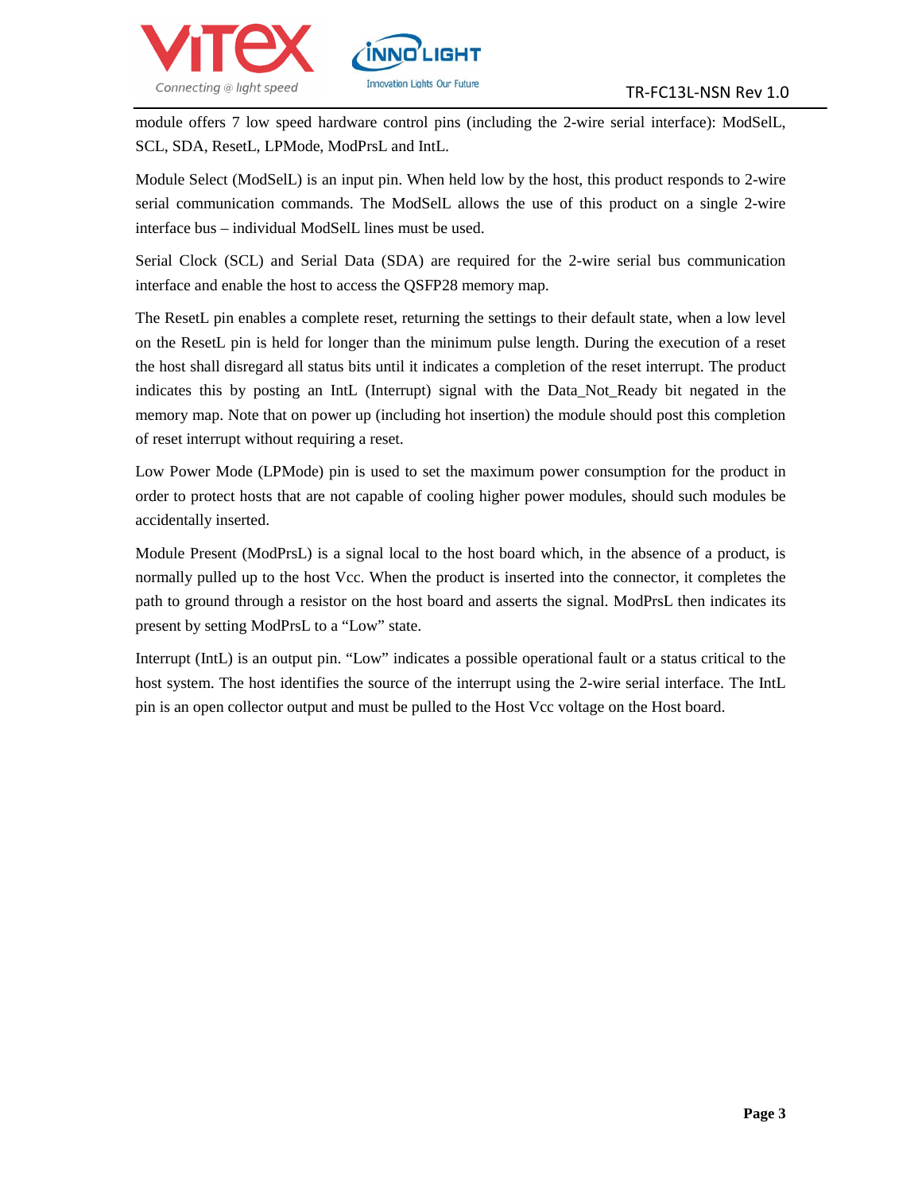module offers 7 low speed hardware control pins (including the 2-wire serial interface): ModSelL, SCL, SDA, ResetL, LPMode, ModPrsL and IntL.

Module Select (ModSelL) is an input pin. When held low by the host, this product responds to 2-wire serial communication commands. The ModSelL allows the use of this product on a single 2-wire interface bus – individual ModSelL lines must be used.

Serial Clock (SCL) and Serial Data (SDA) are required for the 2-wire serial bus communication interface and enable the host to access the QSFP28 memory map.

The ResetL pin enables a complete reset, returning the settings to their default state, when a low level on the ResetL pin is held for longer than the minimum pulse length. During the execution of a reset the host shall disregard all status bits until it indicates a completion of the reset interrupt. The product indicates this by posting an IntL (Interrupt) signal with the Data_Not_Ready bit negated in the memory map. Note that on power up (including hot insertion) the module should post this completion of reset interrupt without requiring a reset.

Low Power Mode (LPMode) pin is used to set the maximum power consumption for the product in order to protect hosts that are not capable of cooling higher power modules, should such modules be accidentally inserted.

Module Present (ModPrsL) is a signal local to the host board which, in the absence of a product, is normally pulled up to the host Vcc. When the product is inserted into the connector, it completes the path to ground through a resistor on the host board and asserts the signal. ModPrsL then indicates its present by setting ModPrsL to a “Low” state.

Interrupt (IntL) is an output pin. “Low” indicates a possible operational fault or a status critical to the host system. The host identifies the source of the interrupt using the 2-wire serial interface. The IntL pin is an open collector output and must be pulled to the Host Vcc voltage on the Host board.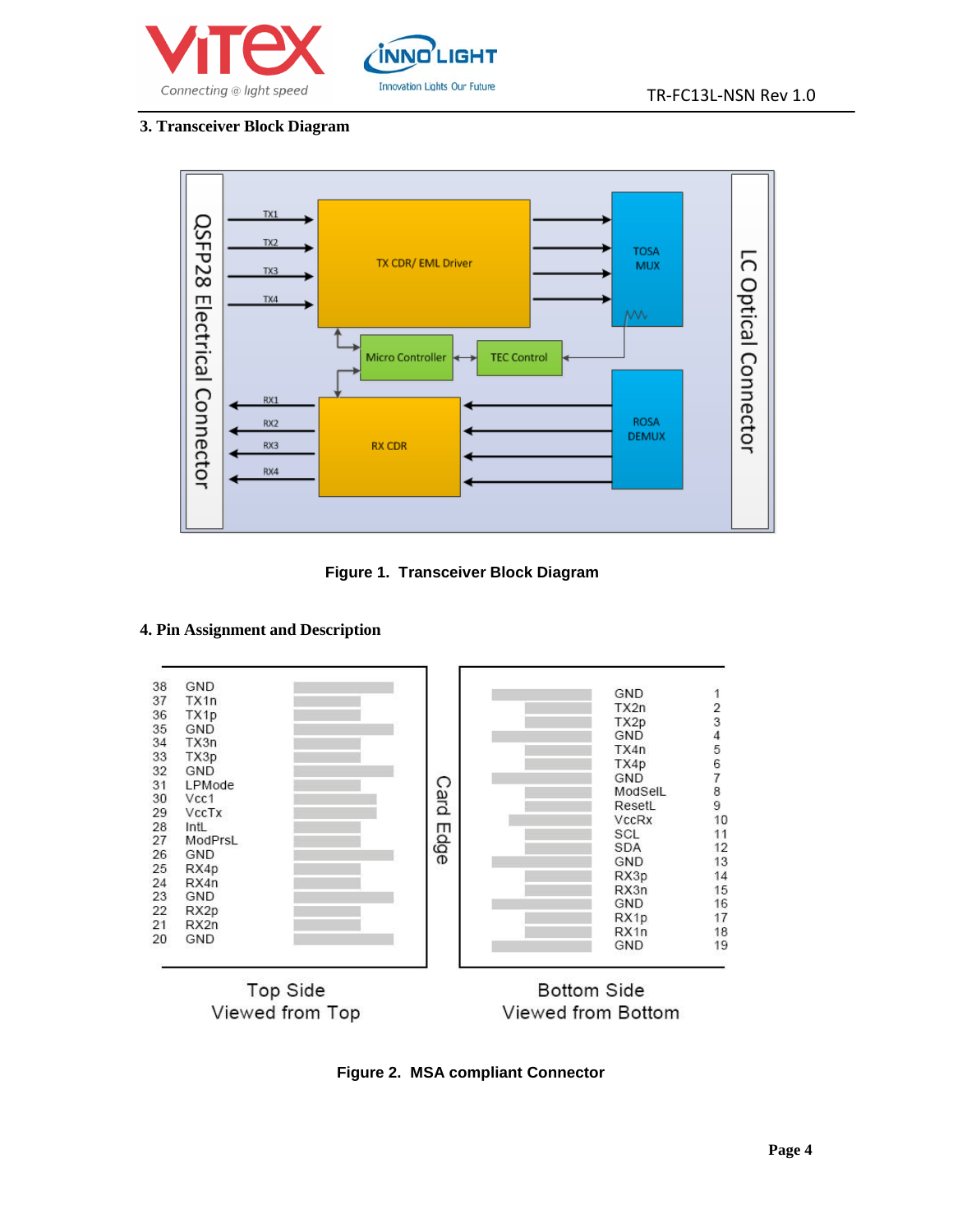## 3. Transceiver Block Diagram

**Figure 1. Transceiver Block Diagram**

## 4. Pin Assignment and Description

**Figure 2. MSA compliant Connector**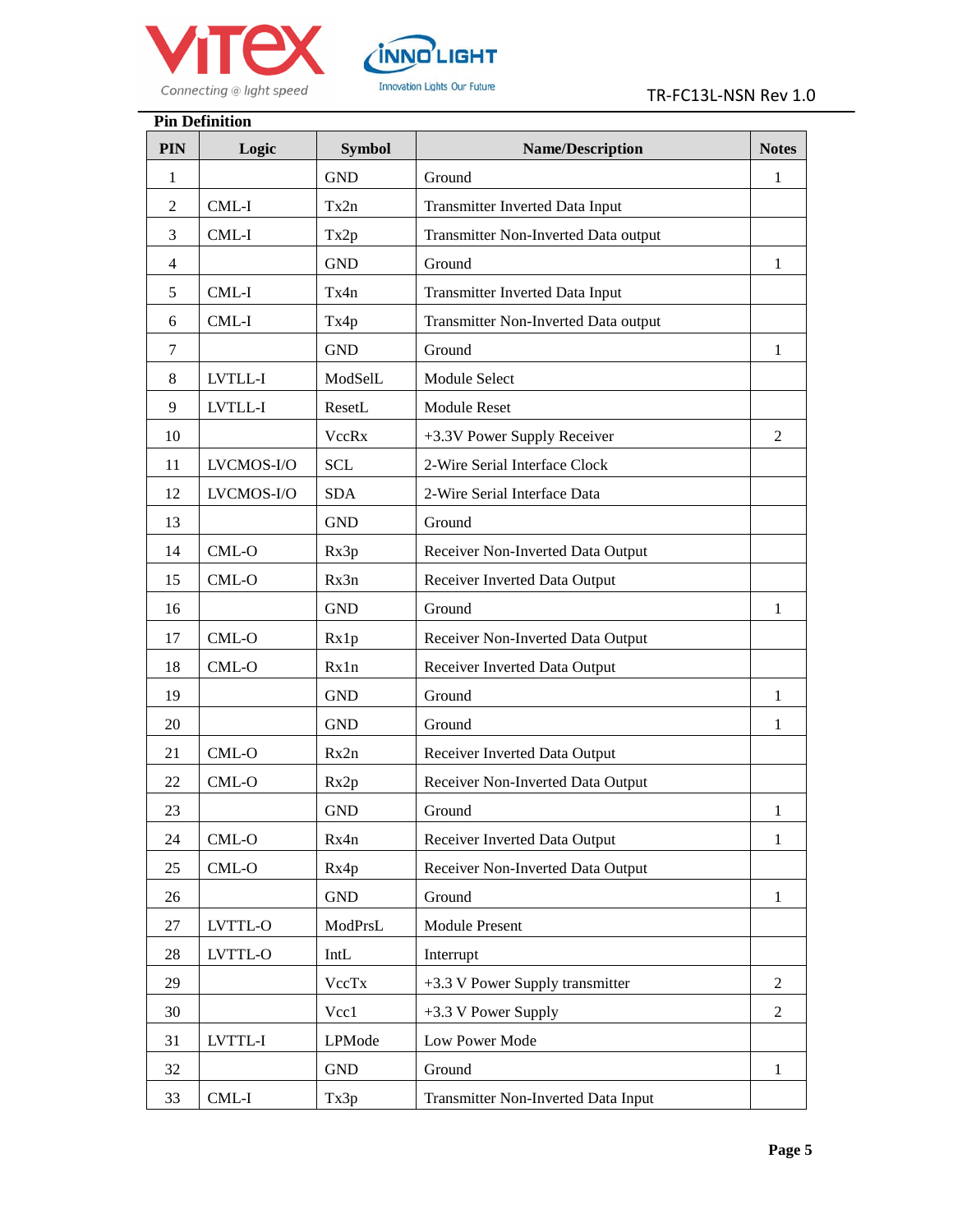**Pin Definition**

| PIN | Logic | Symbol | Name/Description | Notes |
|---|---|---|---|---|
| 1 | | GND | Ground | 1 |
| 2 | CML-I | Tx2n | Transmitter Inverted Data Input | |
| 3 | CML-I | Tx2p | Transmitter Non-Inverted Data output | |
| 4 | | GND | Ground | 1 |
| 5 | CML-I | Tx4n | Transmitter Inverted Data Input | |
| 6 | CML-I | Tx4p | Transmitter Non-Inverted Data output | |
| 7 | | GND | Ground | 1 |
| 8 | LVTLL-I | ModSelL | Module Select | |
| 9 | LVTLL-I | ResetL | Module Reset | |
| 10 | | VccRx | +3.3V Power Supply Receiver | 2 |
| 11 | LVCMOS-I/O | SCL | 2-Wire Serial Interface Clock | |
| 12 | LVCMOS-I/O | SDA | 2-Wire Serial Interface Data | |
| 13 | | GND | Ground | |
| 14 | CML-O | Rx3p | Receiver Non-Inverted Data Output | |
| 15 | CML-O | Rx3n | Receiver Inverted Data Output | |
| 16 | | GND | Ground | 1 |
| 17 | CML-O | Rx1p | Receiver Non-Inverted Data Output | |
| 18 | CML-O | Rx1n | Receiver Inverted Data Output | |
| 19 | | GND | Ground | 1 |
| 20 | | GND | Ground | 1 |
| 21 | CML-O | Rx2n | Receiver Inverted Data Output | |
| 22 | CML-O | Rx2p | Receiver Non-Inverted Data Output | |
| 23 | | GND | Ground | 1 |
| 24 | CML-O | Rx4n | Receiver Inverted Data Output | 1 |
| 25 | CML-O | Rx4p | Receiver Non-Inverted Data Output | |
| 26 | | GND | Ground | 1 |
| 27 | LVTTL-O | ModPrsL | Module Present | |
| 28 | LVTTL-O | IntL | Interrupt | |
| 29 | | VccTx | +3.3 V Power Supply transmitter | 2 |
| 30 | | Vcc1 | +3.3 V Power Supply | 2 |
| 31 | LVTTL-I | LPMode | Low Power Mode | |
| 32 | | GND | Ground | 1 |
| 33 | CML-I | Tx3p | Transmitter Non-Inverted Data Input | |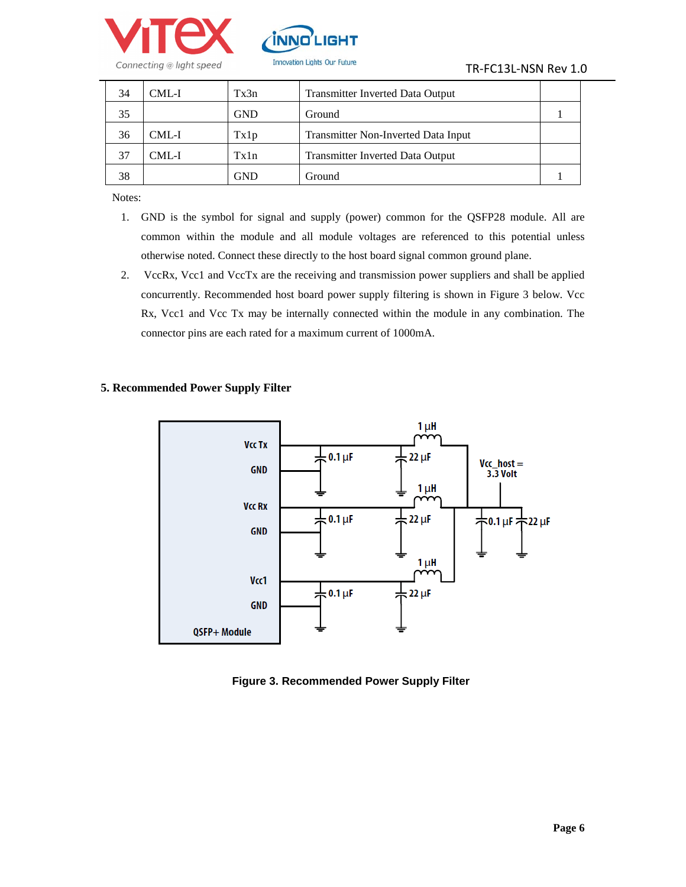| 34 | CML-I | Tx3n | Transmitter Inverted Data Output | |
|---|---|---|---|---|
| 35 | | GND | Ground | 1 |
| 36 | CML-I | Tx1p | Transmitter Non-Inverted Data Input | |
| 37 | CML-I | Tx1n | Transmitter Inverted Data Output | |
| 38 | | GND | Ground | 1 |

Notes:

1. GND is the symbol for signal and supply (power) common for the QSFP28 module. All are common within the module and all module voltages are referenced to this potential unless otherwise noted. Connect these directly to the host board signal common ground plane.
2. VccRx, Vcc1 and VccTx are the receiving and transmission power suppliers and shall be applied concurrently. Recommended host board power supply filtering is shown in Figure 3 below. Vcc Rx, Vcc1 and Vcc Tx may be internally connected within the module in any combination. The connector pins are each rated for a maximum current of 1000mA.

## 5. Recommended Power Supply Filter

**Figure 3. Recommended Power Supply Filter**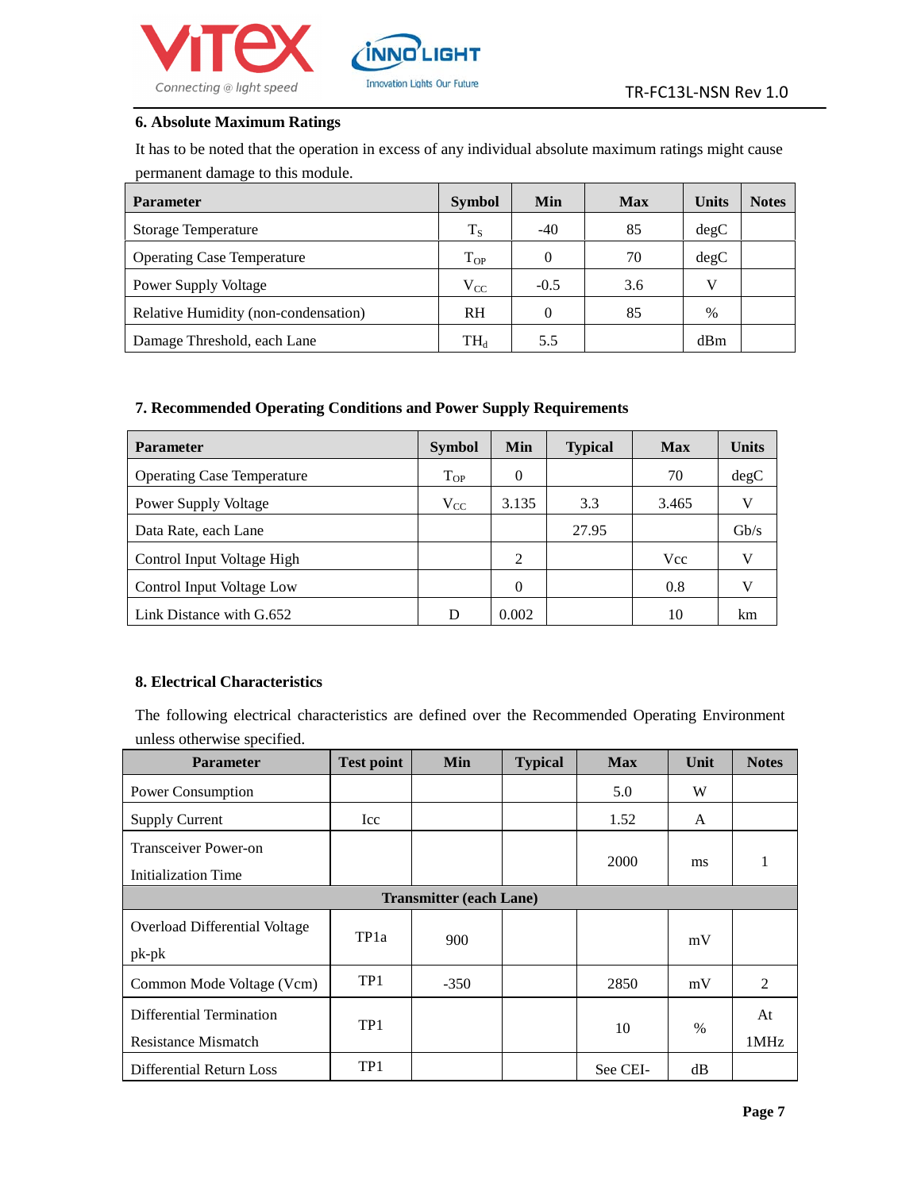## 6. Absolute Maximum Ratings

It has to be noted that the operation in excess of any individual absolute maximum ratings might cause permanent damage to this module.

| Parameter | Symbol | Min | Max | Units | Notes |
|---|---|---|---|---|---|
| Storage Temperature | $T_S$ | -40 | 85 | degC | |
| Operating Case Temperature | $T_{OP}$ | 0 | 70 | degC | |
| Power Supply Voltage | $V_{CC}$ | -0.5 | 3.6 | V | |
| Relative Humidity (non-condensation) | RH | 0 | 85 | % | |
| Damage Threshold, each Lane | $TH_d$ | 5.5 | | dBm | |

## 7. Recommended Operating Conditions and Power Supply Requirements

| Parameter | Symbol | Min | Typical | Max | Units |
|---|---|---|---|---|---|
| Operating Case Temperature | $T_{OP}$ | 0 | | 70 | degC |
| Power Supply Voltage | $V_{CC}$ | 3.135 | 3.3 | 3.465 | V |
| Data Rate, each Lane | | | 27.95 | | Gb/s |
| Control Input Voltage High | | 2 | | Vcc | V |
| Control Input Voltage Low | | 0 | | 0.8 | V |
| Link Distance with G.652 | D | 0.002 | | 10 | km |

## 8. Electrical Characteristics

The following electrical characteristics are defined over the Recommended Operating Environment unless otherwise specified.

| Parameter | Test point | Min | Typical | Max | Unit | Notes |
|---|---|---|---|---|---|---|
| Power Consumption | | | | 5.0 | W | |
| Supply Current | Icc | | | 1.52 | A | |
| Transceiver Power-on Initialization Time | | | | 2000 | ms | 1 |
| **Transmitter (each Lane)** | | | | | | |
| Overload Differential Voltage pk-pk | TP1a | 900 | | | mV | |
| Common Mode Voltage (Vcm) | TP1 | -350 | | 2850 | mV | 2 |
| Differential Termination Resistance Mismatch | TP1 | | | 10 | % | At 1MHz |
| Differential Return Loss | TP1 | | | See CEI- | dB | |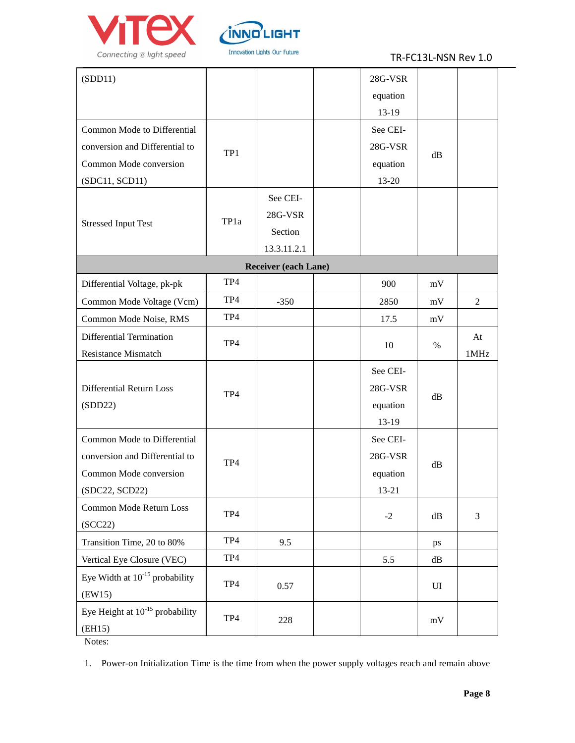| (SDD11) | | | | 28G-VSR equation 13-19 | | |
|---|---|---|---|---|---|---|
| Common Mode to Differential conversion and Differential to Common Mode conversion (SDC11, SCD11) | TP1 | | | See CEI-28G-VSR equation 13-20 | dB | |
| Stressed Input Test | TP1a | See CEI-28G-VSR Section 13.3.11.2.1 | | | | |
| **Receiver (each Lane)** | | | | | | |
| Differential Voltage, pk-pk | TP4 | | | 900 | mV | |
| Common Mode Voltage (Vcm) | TP4 | -350 | | 2850 | mV | 2 |
| Common Mode Noise, RMS | TP4 | | | 17.5 | mV | |
| Differential Termination Resistance Mismatch | TP4 | | | 10 | % | At 1MHz |
| Differential Return Loss (SDD22) | TP4 | | | See CEI-28G-VSR equation 13-19 | dB | |
| Common Mode to Differential conversion and Differential to Common Mode conversion (SDC22, SCD22) | TP4 | | | See CEI-28G-VSR equation 13-21 | dB | |
| Common Mode Return Loss (SCC22) | TP4 | | | -2 | dB | 3 |
| Transition Time, 20 to 80% | TP4 | 9.5 | | | ps | |
| Vertical Eye Closure (VEC) | TP4 | | | 5.5 | dB | |
| Eye Width at $10^{-15}$ probability (EW15) | TP4 | 0.57 | | | UI | |
| Eye Height at $10^{-15}$ probability (EH15) | TP4 | 228 | | | mV | |

Notes:

1. Power-on Initialization Time is the time from when the power supply voltages reach and remain above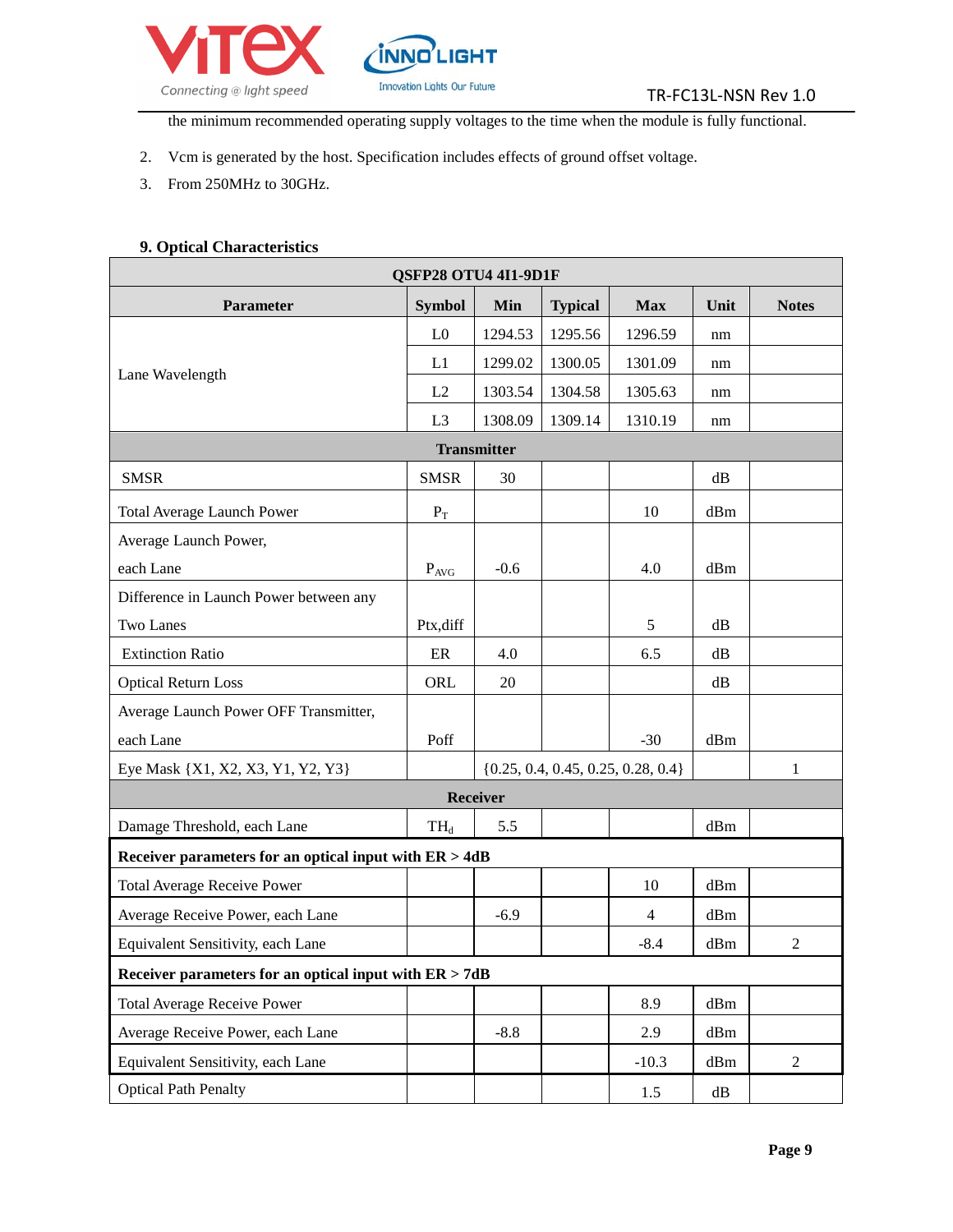the minimum recommended operating supply voltages to the time when the module is fully functional.

2. Vcm is generated by the host. Specification includes effects of ground offset voltage.
3. From 250MHz to 30GHz.

### 9. Optical Characteristics

| QSFP28 OTU4 4I1-9D1F | | | | | | |
|---|---|---|---|---|---|---|
| **Parameter** | **Symbol** | **Min** | **Typical** | **Max** | **Unit** | **Notes** |
| Lane Wavelength | L0 | 1294.53 | 1295.56 | 1296.59 | nm | |
| | L1 | 1299.02 | 1300.05 | 1301.09 | nm | |
| | L2 | 1303.54 | 1304.58 | 1305.63 | nm | |
| | L3 | 1308.09 | 1309.14 | 1310.19 | nm | |
| **Transmitter** | | | | | | |
| SMSR | SMSR | 30 | | | dB | |
| Total Average Launch Power | $P_T$ | | | 10 | dBm | |
| Average Launch Power, each Lane | $P_{AVG}$ | -0.6 | | 4.0 | dBm | |
| Difference in Launch Power between any Two Lanes | Ptx,diff | | | 5 | dB | |
| Extinction Ratio | ER | 4.0 | | 6.5 | dB | |
| Optical Return Loss | ORL | 20 | | | dB | |
| Average Launch Power OFF Transmitter, each Lane | Poff | | | -30 | dBm | |
| Eye Mask {X1, X2, X3, Y1, Y2, Y3} | | {0.25, 0.4, 0.45, 0.25, 0.28, 0.4} | | | | 1 |
| **Receiver** | | | | | | |
| Damage Threshold, each Lane | $TH_d$ | 5.5 | | | dBm | |
| **Receiver parameters for an optical input with ER > 4dB** | | | | | | |
| Total Average Receive Power | | | | 10 | dBm | |
| Average Receive Power, each Lane | | -6.9 | | 4 | dBm | |
| Equivalent Sensitivity, each Lane | | | | -8.4 | dBm | 2 |
| **Receiver parameters for an optical input with ER > 7dB** | | | | | | |
| Total Average Receive Power | | | | 8.9 | dBm | |
| Average Receive Power, each Lane | | -8.8 | | 2.9 | dBm | |
| Equivalent Sensitivity, each Lane | | | | -10.3 | dBm | 2 |
| Optical Path Penalty | | | | 1.5 | dB | |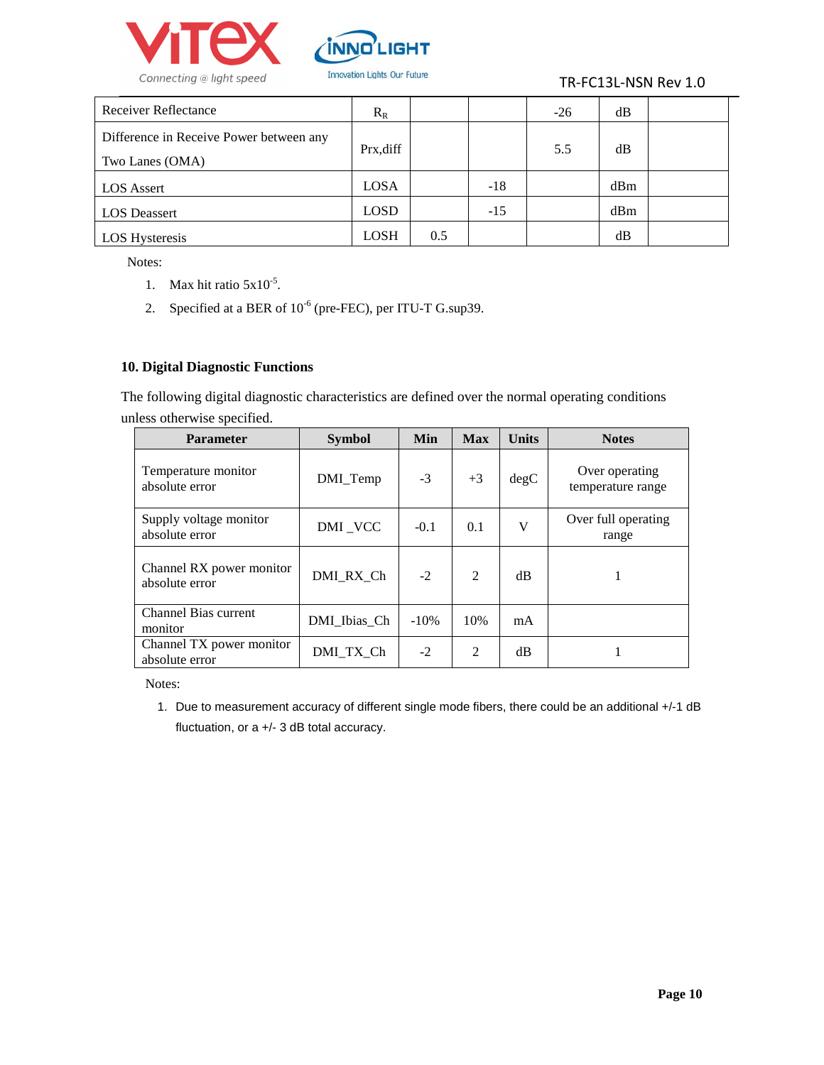| Receiver Reflectance | $R_R$ | | | -26 | dB | |
|---|---|---|---|---|---|---|
| Difference in Receive Power between any Two Lanes (OMA) | Prx,diff | | | 5.5 | dB | |
| LOS Assert | LOSA | | -18 | | dBm | |
| LOS Deassert | LOSD | | -15 | | dBm | |
| LOS Hysteresis | LOSH | 0.5 | | | dB | |

Notes:

1. Max hit ratio $5x10^{-5}$.
2. Specified at a BER of $10^{-6}$ (pre-FEC), per ITU-T G.sup39.

## 10. Digital Diagnostic Functions

The following digital diagnostic characteristics are defined over the normal operating conditions unless otherwise specified.

| Parameter | Symbol | Min | Max | Units | Notes |
|---|---|---|---|---|---|
| Temperature monitor absolute error | DMI_Temp | -3 | +3 | degC | Over operating temperature range |
| Supply voltage monitor absolute error | DMI _VCC | -0.1 | 0.1 | V | Over full operating range |
| Channel RX power monitor absolute error | DMI_RX_Ch | -2 | 2 | dB | 1 |
| Channel Bias current monitor | DMI_Ibias_Ch | -10% | 10% | mA | |
| Channel TX power monitor absolute error | DMI_TX_Ch | -2 | 2 | dB | 1 |

Notes:

1. Due to measurement accuracy of different single mode fibers, there could be an additional +/-1 dB fluctuation, or a +/- 3 dB total accuracy.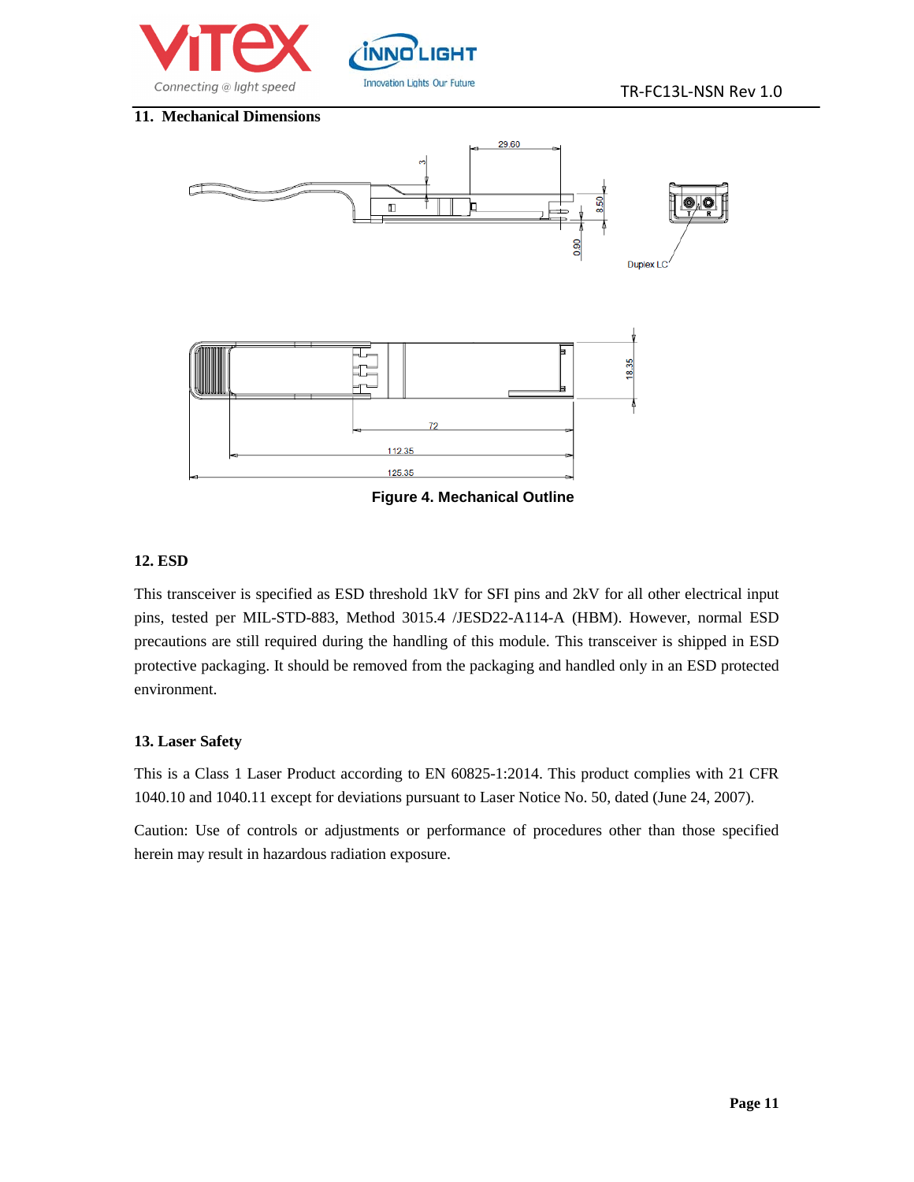## 11. Mechanical Dimensions

Figure 4. Mechanical Outline

## 12. ESD

This transceiver is specified as ESD threshold 1kV for SFI pins and 2kV for all other electrical input pins, tested per MIL-STD-883, Method 3015.4 /JESD22-A114-A (HBM). However, normal ESD precautions are still required during the handling of this module. This transceiver is shipped in ESD protective packaging. It should be removed from the packaging and handled only in an ESD protected environment.

## 13. Laser Safety

This is a Class 1 Laser Product according to EN 60825-1:2014. This product complies with 21 CFR 1040.10 and 1040.11 except for deviations pursuant to Laser Notice No. 50, dated (June 24, 2007).

Caution: Use of controls or adjustments or performance of procedures other than those specified herein may result in hazardous radiation exposure.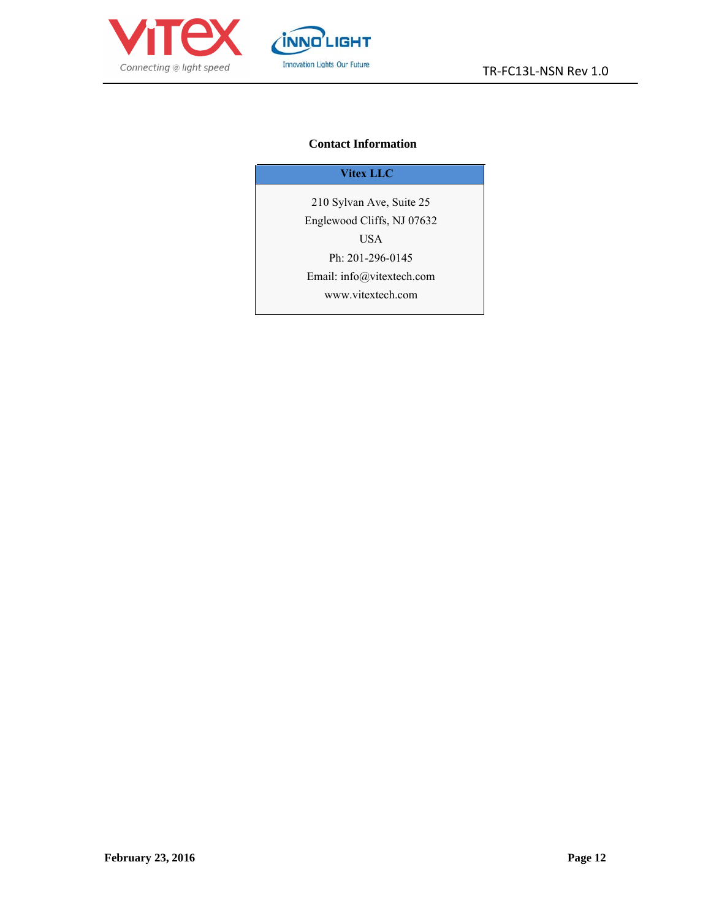**Contact Information**

| Vitex LLC |
|---|
| 210 Sylvan Ave, Suite 25<br>Englewood Cliffs, NJ 07632<br>USA<br>Ph: 201-296-0145<br>Email: info@vitextech.com<br>www.vitextech.com |